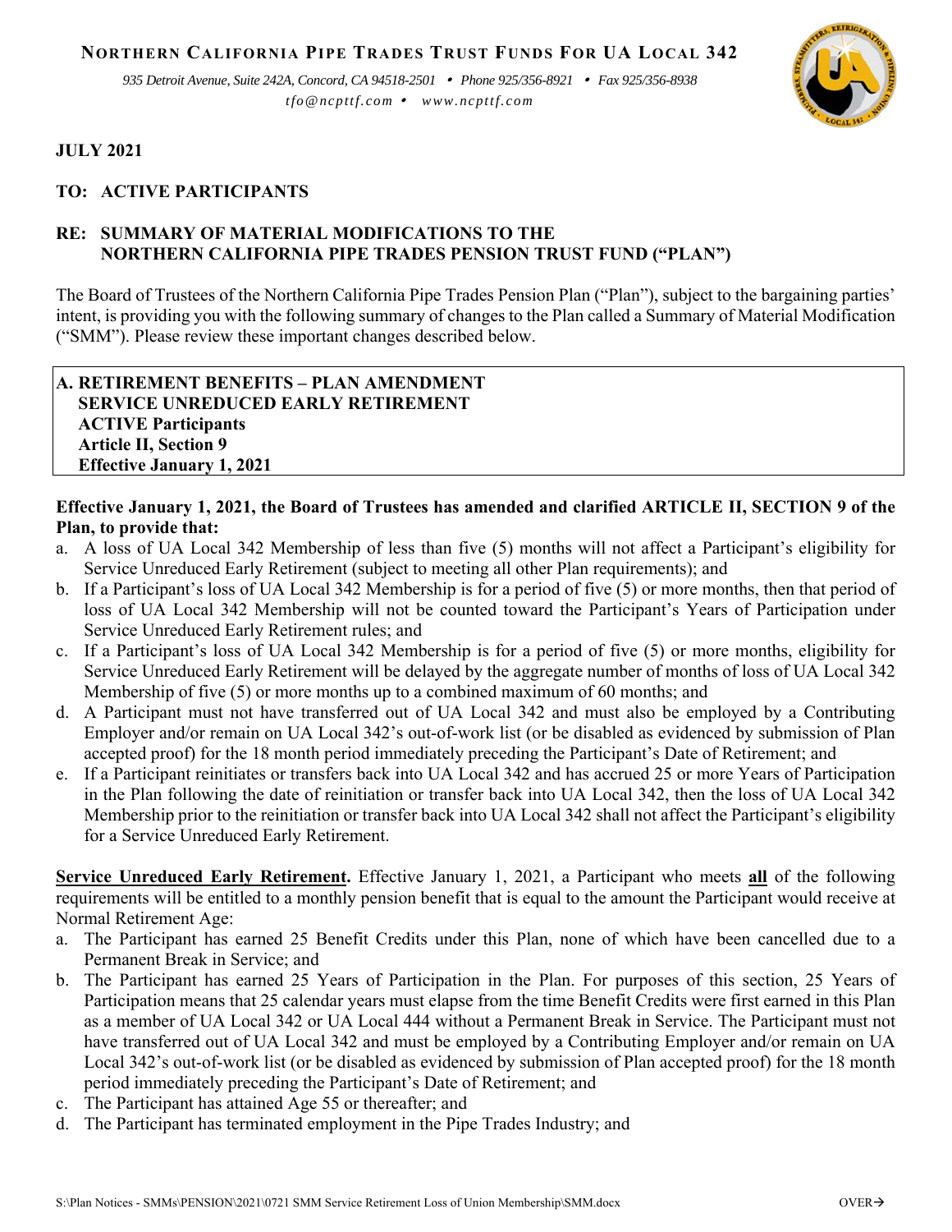# NORTHERN CALIFORNIA PIPE TRADES TRUST FUNDS FOR UA LOCAL 342

*935 Detroit Avenue, Suite 242A, Concord, CA 94518-2501 • Phone 925/356-8921 • Fax 925/356-8938*
*tfo@ncpttf.com • www.ncpttf.com*

**JULY 2021**

**TO: ACTIVE PARTICIPANTS**

**RE: SUMMARY OF MATERIAL MODIFICATIONS TO THE NORTHERN CALIFORNIA PIPE TRADES PENSION TRUST FUND ("PLAN")**

The Board of Trustees of the Northern California Pipe Trades Pension Plan ("Plan"), subject to the bargaining parties' intent, is providing you with the following summary of changes to the Plan called a Summary of Material Modification ("SMM"). Please review these important changes described below.

**A. RETIREMENT BENEFITS – PLAN AMENDMENT**
**SERVICE UNREDUCED EARLY RETIREMENT**
**ACTIVE Participants**
**Article II, Section 9**
**Effective January 1, 2021**

**Effective January 1, 2021, the Board of Trustees has amended and clarified ARTICLE II, SECTION 9 of the Plan, to provide that:**

a. A loss of UA Local 342 Membership of less than five (5) months will not affect a Participant's eligibility for Service Unreduced Early Retirement (subject to meeting all other Plan requirements); and
b. If a Participant's loss of UA Local 342 Membership is for a period of five (5) or more months, then that period of loss of UA Local 342 Membership will not be counted toward the Participant's Years of Participation under Service Unreduced Early Retirement rules; and
c. If a Participant's loss of UA Local 342 Membership is for a period of five (5) or more months, eligibility for Service Unreduced Early Retirement will be delayed by the aggregate number of months of loss of UA Local 342 Membership of five (5) or more months up to a combined maximum of 60 months; and
d. A Participant must not have transferred out of UA Local 342 and must also be employed by a Contributing Employer and/or remain on UA Local 342's out-of-work list (or be disabled as evidenced by submission of Plan accepted proof) for the 18 month period immediately preceding the Participant's Date of Retirement; and
e. If a Participant reinitiates or transfers back into UA Local 342 and has accrued 25 or more Years of Participation in the Plan following the date of reinitiation or transfer back into UA Local 342, then the loss of UA Local 342 Membership prior to the reinitiation or transfer back into UA Local 342 shall not affect the Participant's eligibility for a Service Unreduced Early Retirement.

**Service Unreduced Early Retirement.** Effective January 1, 2021, a Participant who meets **all** of the following requirements will be entitled to a monthly pension benefit that is equal to the amount the Participant would receive at Normal Retirement Age:

a. The Participant has earned 25 Benefit Credits under this Plan, none of which have been cancelled due to a Permanent Break in Service; and
b. The Participant has earned 25 Years of Participation in the Plan. For purposes of this section, 25 Years of Participation means that 25 calendar years must elapse from the time Benefit Credits were first earned in this Plan as a member of UA Local 342 or UA Local 444 without a Permanent Break in Service. The Participant must not have transferred out of UA Local 342 and must be employed by a Contributing Employer and/or remain on UA Local 342's out-of-work list (or be disabled as evidenced by submission of Plan accepted proof) for the 18 month period immediately preceding the Participant's Date of Retirement; and
c. The Participant has attained Age 55 or thereafter; and
d. The Participant has terminated employment in the Pipe Trades Industry; and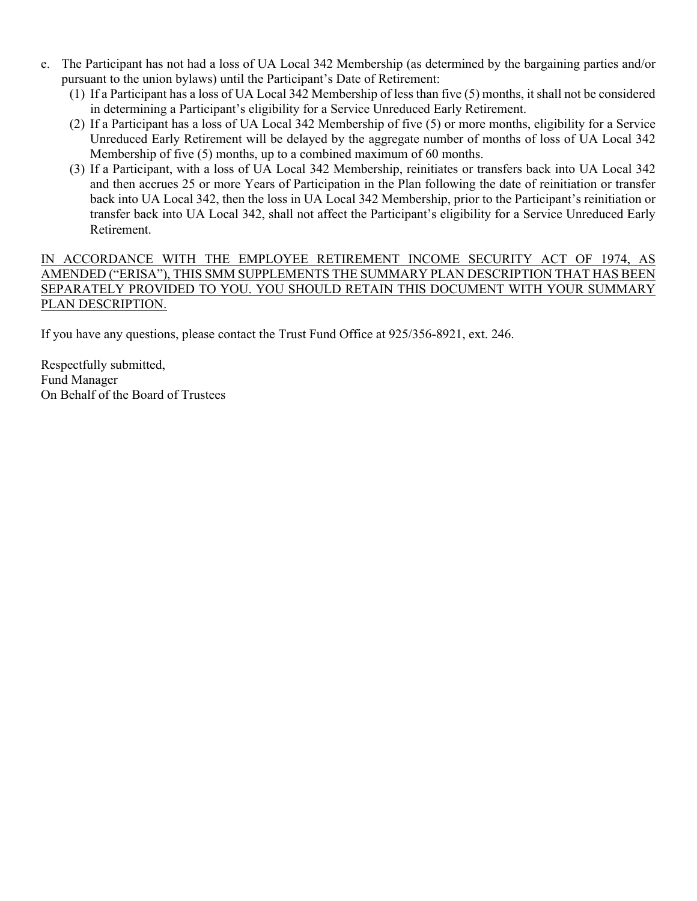e. The Participant has not had a loss of UA Local 342 Membership (as determined by the bargaining parties and/or pursuant to the union bylaws) until the Participant's Date of Retirement:
   (1) If a Participant has a loss of UA Local 342 Membership of less than five (5) months, it shall not be considered in determining a Participant's eligibility for a Service Unreduced Early Retirement.
   (2) If a Participant has a loss of UA Local 342 Membership of five (5) or more months, eligibility for a Service Unreduced Early Retirement will be delayed by the aggregate number of months of loss of UA Local 342 Membership of five (5) months, up to a combined maximum of 60 months.
   (3) If a Participant, with a loss of UA Local 342 Membership, reinitiates or transfers back into UA Local 342 and then accrues 25 or more Years of Participation in the Plan following the date of reinitiation or transfer back into UA Local 342, then the loss in UA Local 342 Membership, prior to the Participant's reinitiation or transfer back into UA Local 342, shall not affect the Participant's eligibility for a Service Unreduced Early Retirement.

<u>IN ACCORDANCE WITH THE EMPLOYEE RETIREMENT INCOME SECURITY ACT OF 1974, AS AMENDED ("ERISA"), THIS SMM SUPPLEMENTS THE SUMMARY PLAN DESCRIPTION THAT HAS BEEN SEPARATELY PROVIDED TO YOU. YOU SHOULD RETAIN THIS DOCUMENT WITH YOUR SUMMARY PLAN DESCRIPTION.</u>

If you have any questions, please contact the Trust Fund Office at 925/356-8921, ext. 246.

Respectfully submitted,
Fund Manager
On Behalf of the Board of Trustees